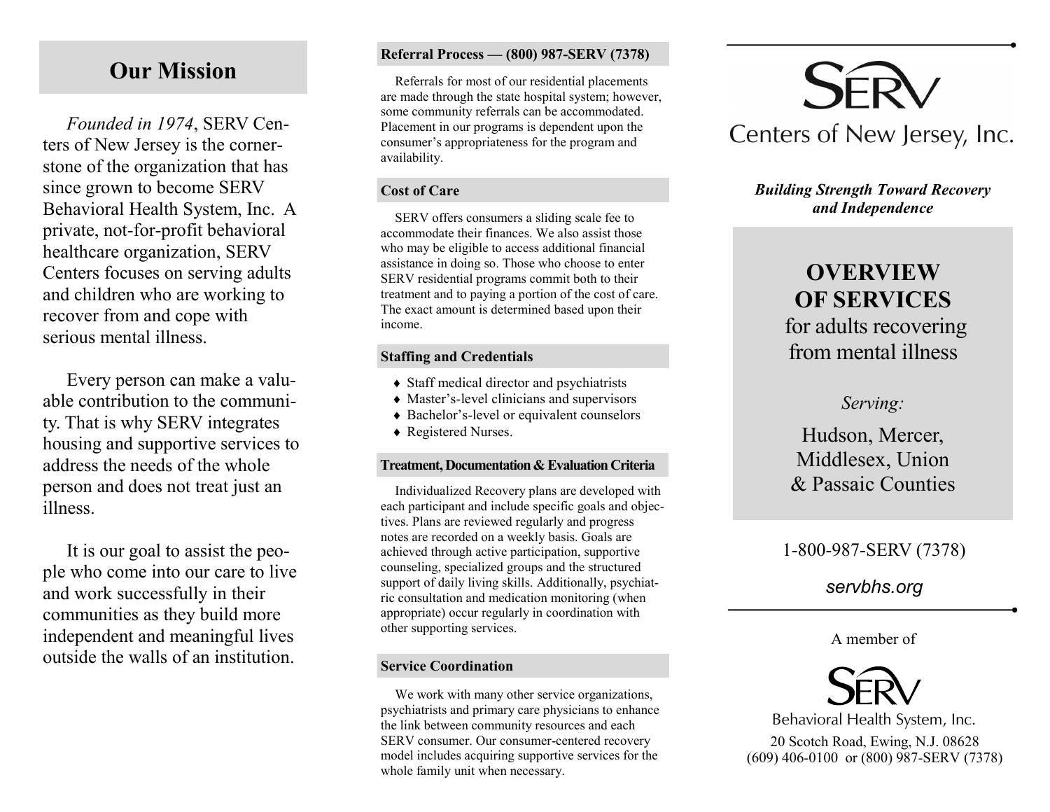## Our Mission

*Founded in 1974*, SERV Centers of New Jersey is the cornerstone of the organization that has since grown to become SERV Behavioral Health System, Inc. A private, not-for-profit behavioral healthcare organization, SERV Centers focuses on serving adults and children who are working to recover from and cope with serious mental illness.

Every person can make a valuable contribution to the community. That is why SERV integrates housing and supportive services to address the needs of the whole person and does not treat just an illness.

It is our goal to assist the people who come into our care to live and work successfully in their communities as they build more independent and meaningful lives outside the walls of an institution.

### Referral Process — (800) 987-SERV (7378)

Referrals for most of our residential placements are made through the state hospital system; however, some community referrals can be accommodated. Placement in our programs is dependent upon the consumer's appropriateness for the program and availability.

### Cost of Care

SERV offers consumers a sliding scale fee to accommodate their finances. We also assist those who may be eligible to access additional financial assistance in doing so. Those who choose to enter SERV residential programs commit both to their treatment and to paying a portion of the cost of care. The exact amount is determined based upon their income.

### Staffing and Credentials

- Staff medical director and psychiatrists
- Master's-level clinicians and supervisors
- Bachelor's-level or equivalent counselors
- Registered Nurses.

### Treatment, Documentation & Evaluation Criteria

Individualized Recovery plans are developed with each participant and include specific goals and objectives. Plans are reviewed regularly and progress notes are recorded on a weekly basis. Goals are achieved through active participation, supportive counseling, specialized groups and the structured support of daily living skills. Additionally, psychiatric consultation and medication monitoring (when appropriate) occur regularly in coordination with other supporting services.

### Service Coordination

We work with many other service organizations, psychiatrists and primary care physicians to enhance the link between community resources and each SERV consumer. Our consumer-centered recovery model includes acquiring supportive services for the whole family unit when necessary.

# SERV Centers of New Jersey, Inc.

***Building Strength Toward Recovery and Independence***

## OVERVIEW OF SERVICES

for adults recovering from mental illness

*Serving:*

Hudson, Mercer, Middlesex, Union & Passaic Counties

1-800-987-SERV (7378)

*servbhs.org*

A member of

SERV Behavioral Health System, Inc.

20 Scotch Road, Ewing, N.J. 08628
(609) 406-0100 or (800) 987-SERV (7378)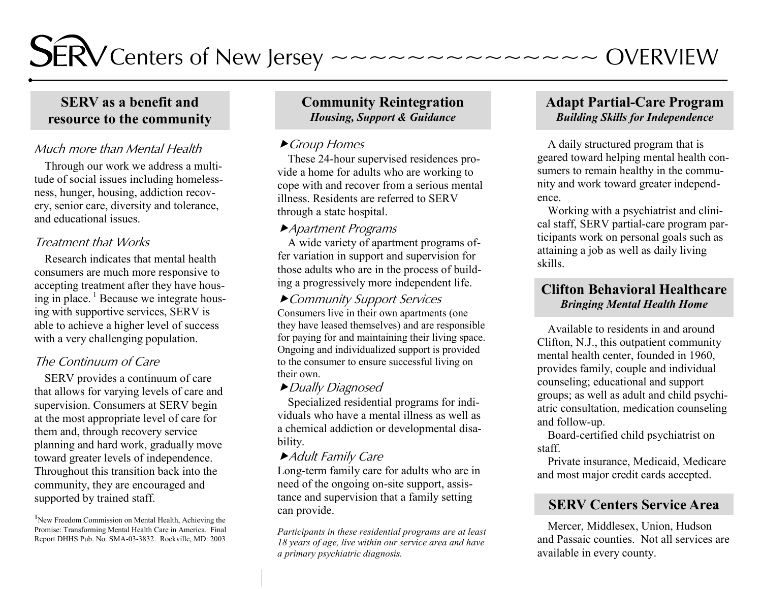# SERV Centers of New Jersey ~~~~~~~~~~~~~~~~ OVERVIEW

## SERV as a benefit and resource to the community

### *Much more than Mental Health*

Through our work we address a multitude of social issues including homelessness, hunger, housing, addiction recovery, senior care, diversity and tolerance, and educational issues.

### *Treatment that Works*

Research indicates that mental health consumers are much more responsive to accepting treatment after they have housing in place. [1] Because we integrate housing with supportive services, SERV is able to achieve a higher level of success with a very challenging population.

### *The Continuum of Care*

SERV provides a continuum of care that allows for varying levels of care and supervision. Consumers at SERV begin at the most appropriate level of care for them and, through recovery service planning and hard work, gradually move toward greater levels of independence. Throughout this transition back into the community, they are encouraged and supported by trained staff.

[1]New Freedom Commission on Mental Health, Achieving the Promise: Transforming Mental Health Care in America. Final Report DHHS Pub. No. SMA-03-3832. Rockville, MD: 2003

## Community Reintegration
***Housing, Support & Guidance***

### ▶*Group Homes*

These 24-hour supervised residences provide a home for adults who are working to cope with and recover from a serious mental illness. Residents are referred to SERV through a state hospital.

### ▶*Apartment Programs*

A wide variety of apartment programs offer variation in support and supervision for those adults who are in the process of building a progressively more independent life.

### ▶*Community Support Services*

Consumers live in their own apartments (one they have leased themselves) and are responsible for paying for and maintaining their living space. Ongoing and individualized support is provided to the consumer to ensure successful living on their own.

### ▶*Dually Diagnosed*

Specialized residential programs for individuals who have a mental illness as well as a chemical addiction or developmental disability.

### ▶*Adult Family Care*

Long-term family care for adults who are in need of the ongoing on-site support, assistance and supervision that a family setting can provide.

*Participants in these residential programs are at least 18 years of age, live within our service area and have a primary psychiatric diagnosis.*

## Adapt Partial-Care Program
***Building Skills for Independence***

A daily structured program that is geared toward helping mental health consumers to remain healthy in the community and work toward greater independence.

Working with a psychiatrist and clinical staff, SERV partial-care program participants work on personal goals such as attaining a job as well as daily living skills.

## Clifton Behavioral Healthcare
***Bringing Mental Health Home***

Available to residents in and around Clifton, N.J., this outpatient community mental health center, founded in 1960, provides family, couple and individual counseling; educational and support groups; as well as adult and child psychiatric consultation, medication counseling and follow-up.

Board-certified child psychiatrist on staff.

Private insurance, Medicaid, Medicare and most major credit cards accepted.

## SERV Centers Service Area

Mercer, Middlesex, Union, Hudson and Passaic counties. Not all services are available in every county.